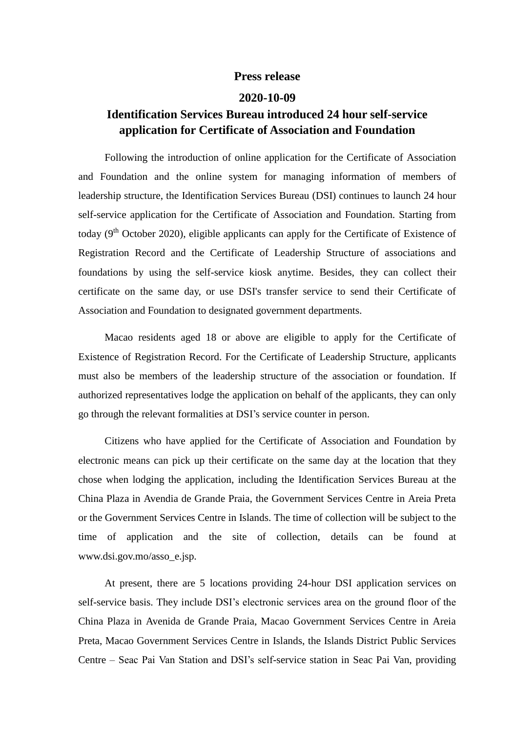**Press release**

**2020-10-09**

# Identification Services Bureau introduced 24 hour self-service application for Certificate of Association and Foundation

Following the introduction of online application for the Certificate of Association and Foundation and the online system for managing information of members of leadership structure, the Identification Services Bureau (DSI) continues to launch 24 hour self-service application for the Certificate of Association and Foundation. Starting from today (9th October 2020), eligible applicants can apply for the Certificate of Existence of Registration Record and the Certificate of Leadership Structure of associations and foundations by using the self-service kiosk anytime. Besides, they can collect their certificate on the same day, or use DSI's transfer service to send their Certificate of Association and Foundation to designated government departments.

Macao residents aged 18 or above are eligible to apply for the Certificate of Existence of Registration Record. For the Certificate of Leadership Structure, applicants must also be members of the leadership structure of the association or foundation. If authorized representatives lodge the application on behalf of the applicants, they can only go through the relevant formalities at DSI's service counter in person.

Citizens who have applied for the Certificate of Association and Foundation by electronic means can pick up their certificate on the same day at the location that they chose when lodging the application, including the Identification Services Bureau at the China Plaza in Avendia de Grande Praia, the Government Services Centre in Areia Preta or the Government Services Centre in Islands. The time of collection will be subject to the time of application and the site of collection, details can be found at www.dsi.gov.mo/asso_e.jsp.

At present, there are 5 locations providing 24-hour DSI application services on self-service basis. They include DSI's electronic services area on the ground floor of the China Plaza in Avenida de Grande Praia, Macao Government Services Centre in Areia Preta, Macao Government Services Centre in Islands, the Islands District Public Services Centre – Seac Pai Van Station and DSI's self-service station in Seac Pai Van, providing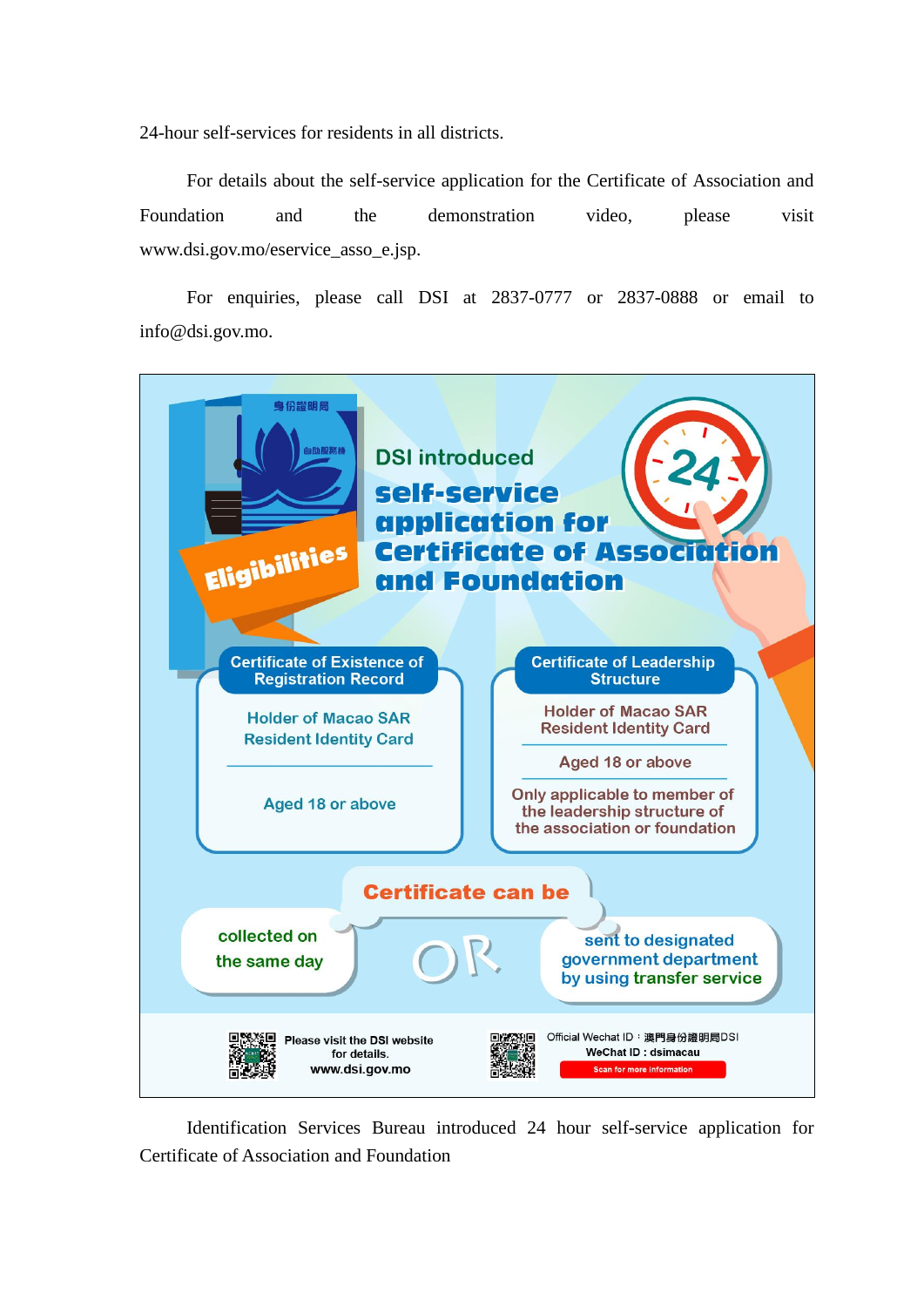24-hour self-services for residents in all districts.

For details about the self-service application for the Certificate of Association and Foundation and the demonstration video, please visit www.dsi.gov.mo/eservice_asso_e.jsp.

For enquiries, please call DSI at 2837-0777 or 2837-0888 or email to info@dsi.gov.mo.

DSI introduced

**self-service application for Certificate of Association and Foundation**

**Eligibilities**

**Certificate of Existence of Registration Record**

- Holder of Macao SAR Resident Identity Card
- Aged 18 or above

**Certificate of Leadership Structure**

- Holder of Macao SAR Resident Identity Card
- Aged 18 or above
- Only applicable to member of the leadership structure of the association or foundation

**Certificate can be**

collected on the same day OR sent to designated government department by using transfer service

Please visit the DSI website for details.
www.dsi.gov.mo

Official Wechat ID：澳門身份證明局DSI
WeChat ID : dsimacau
Scan for more information

Identification Services Bureau introduced 24 hour self-service application for Certificate of Association and Foundation